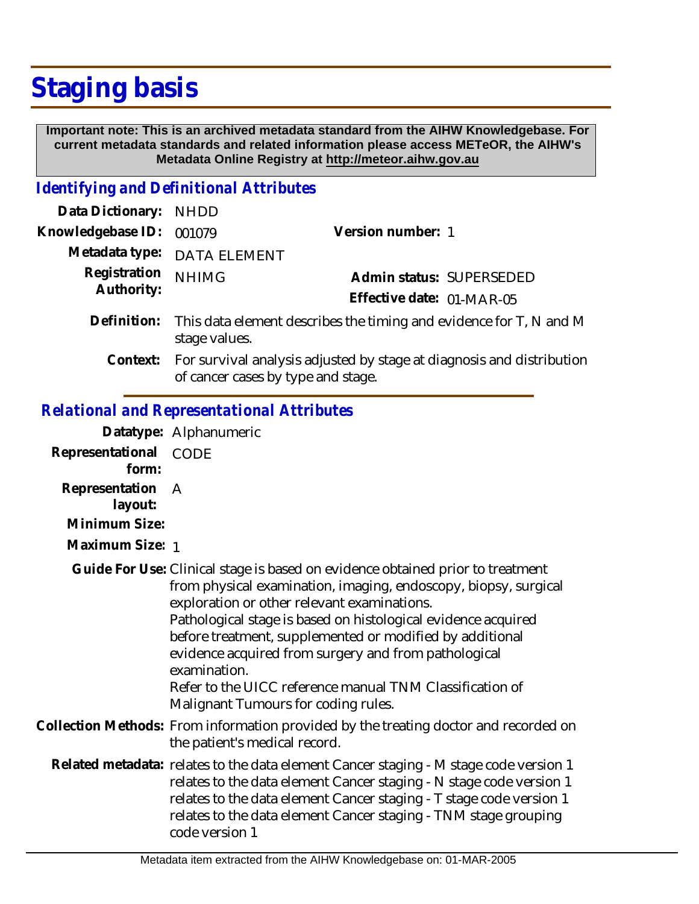# Staging basis

**Important note: This is an archived metadata standard from the AIHW Knowledgebase. For current metadata standards and related information please access METeOR, the AIHW's Metadata Online Registry at http://meteor.aihw.gov.au**

## *Identifying and Definitional Attributes*

| | | | |
|---|---|---|---|
| **Data Dictionary:** | NHDD | | |
| **Knowledgebase ID:** | 001079 | **Version number:** | 1 |
| **Metadata type:** | DATA ELEMENT | | |
| **Registration Authority:** | NHIMG | **Admin status:** | SUPERSEDED |
| | | **Effective date:** | 01-MAR-05 |

**Definition:** This data element describes the timing and evidence for T, N and M stage values.

**Context:** For survival analysis adjusted by stage at diagnosis and distribution of cancer cases by type and stage.

## *Relational and Representational Attributes*

**Datatype:** Alphanumeric

**Representational form:** CODE

**Representation layout:** A

**Minimum Size:**

**Maximum Size:** 1

**Guide For Use:** Clinical stage is based on evidence obtained prior to treatment from physical examination, imaging, endoscopy, biopsy, surgical exploration or other relevant examinations.
Pathological stage is based on histological evidence acquired before treatment, supplemented or modified by additional evidence acquired from surgery and from pathological examination.
Refer to the UICC reference manual TNM Classification of Malignant Tumours for coding rules.

**Collection Methods:** From information provided by the treating doctor and recorded on the patient's medical record.

**Related metadata:** relates to the data element Cancer staging - M stage code version 1
relates to the data element Cancer staging - N stage code version 1
relates to the data element Cancer staging - T stage code version 1
relates to the data element Cancer staging - TNM stage grouping code version 1

Metadata item extracted from the AIHW Knowledgebase on: 01-MAR-2005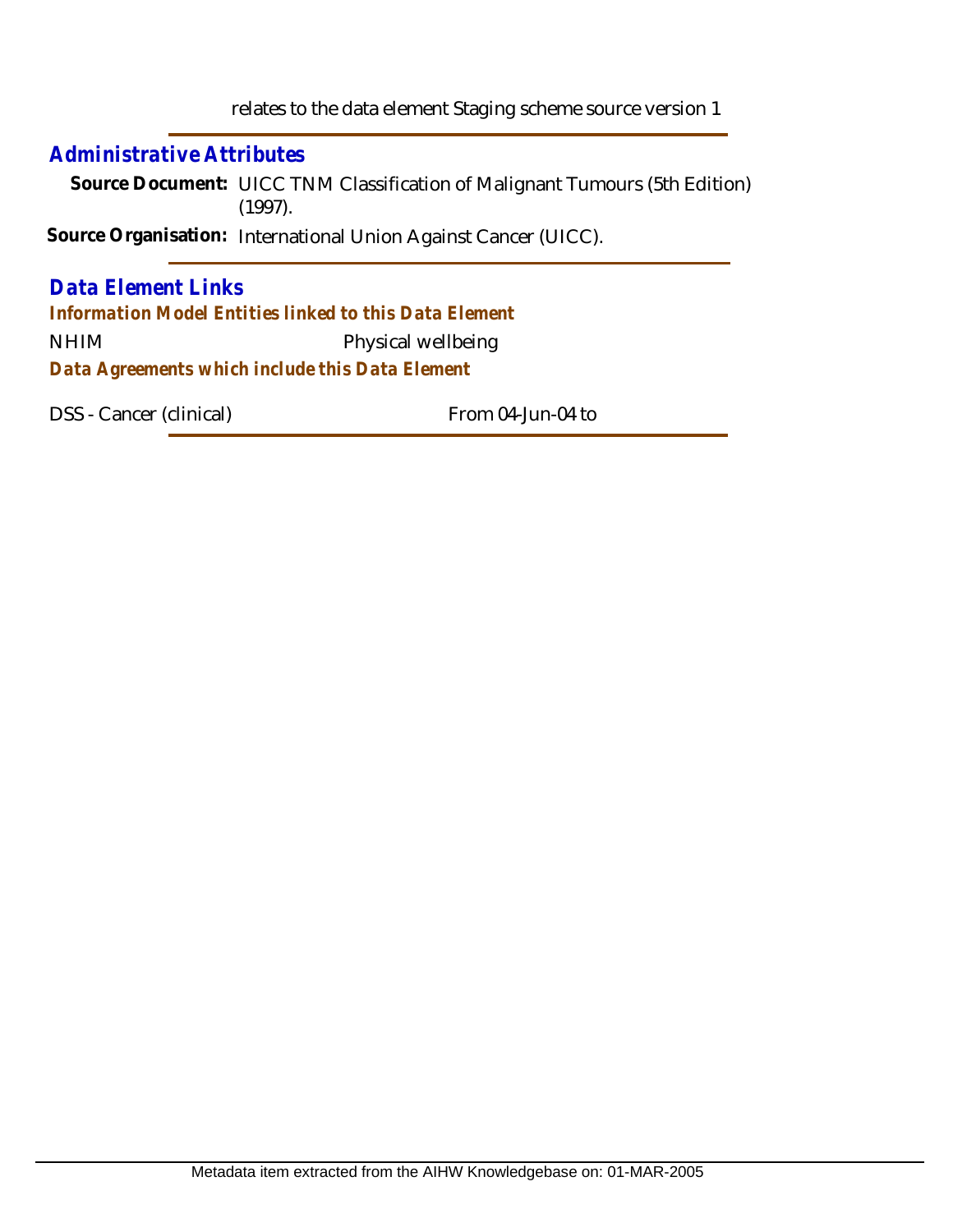relates to the data element Staging scheme source version 1

## Administrative Attributes

**Source Document:** UICC TNM Classification of Malignant Tumours (5th Edition) (1997).

**Source Organisation:** International Union Against Cancer (UICC).

## Data Element Links

### *Information Model Entities linked to this Data Element*

| | |
|---|---|
| NHIM | Physical wellbeing |

### *Data Agreements which include this Data Element*

| | |
|---|---|
| DSS - Cancer (clinical) | From 04-Jun-04 to |

Metadata item extracted from the AIHW Knowledgebase on: 01-MAR-2005